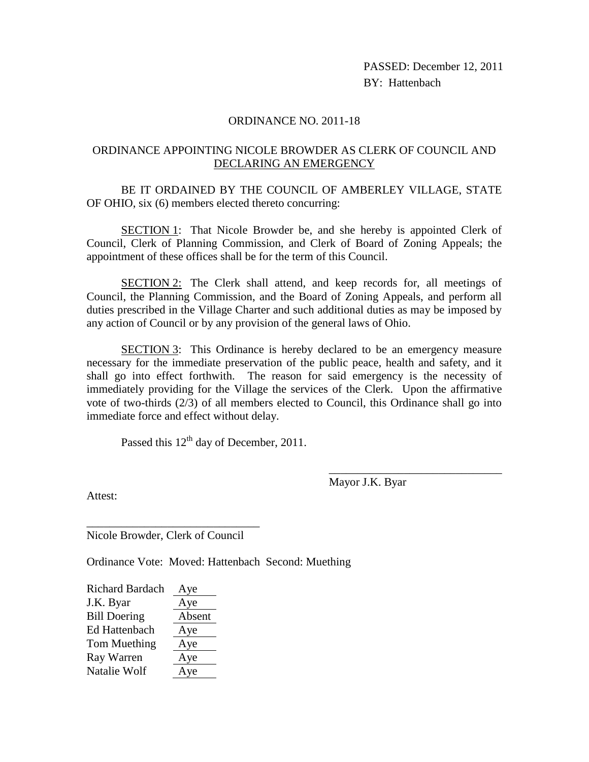PASSED: December 12, 2011
BY: Hattenbach

# ORDINANCE NO. 2011-18

## ORDINANCE APPOINTING NICOLE BROWDER AS CLERK OF COUNCIL AND DECLARING AN EMERGENCY

BE IT ORDAINED BY THE COUNCIL OF AMBERLEY VILLAGE, STATE OF OHIO, six (6) members elected thereto concurring:

SECTION 1: That Nicole Browder be, and she hereby is appointed Clerk of Council, Clerk of Planning Commission, and Clerk of Board of Zoning Appeals; the appointment of these offices shall be for the term of this Council.

SECTION 2: The Clerk shall attend, and keep records for, all meetings of Council, the Planning Commission, and the Board of Zoning Appeals, and perform all duties prescribed in the Village Charter and such additional duties as may be imposed by any action of Council or by any provision of the general laws of Ohio.

SECTION 3: This Ordinance is hereby declared to be an emergency measure necessary for the immediate preservation of the public peace, health and safety, and it shall go into effect forthwith. The reason for said emergency is the necessity of immediately providing for the Village the services of the Clerk. Upon the affirmative vote of two-thirds (2/3) of all members elected to Council, this Ordinance shall go into immediate force and effect without delay.

Passed this 12th day of December, 2011.

\_\_\_\_\_\_\_\_\_\_\_\_\_\_\_\_\_\_\_\_\_\_\_\_\_\_\_\_\_\_
Mayor J.K. Byar

Attest:

\_\_\_\_\_\_\_\_\_\_\_\_\_\_\_\_\_\_\_\_\_\_\_\_\_\_\_\_\_\_
Nicole Browder, Clerk of Council

Ordinance Vote: Moved: Hattenbach Second: Muething

| Member | Vote |
|---|---|
| Richard Bardach | Aye |
| J.K. Byar | Aye |
| Bill Doering | Absent |
| Ed Hattenbach | Aye |
| Tom Muething | Aye |
| Ray Warren | Aye |
| Natalie Wolf | Aye |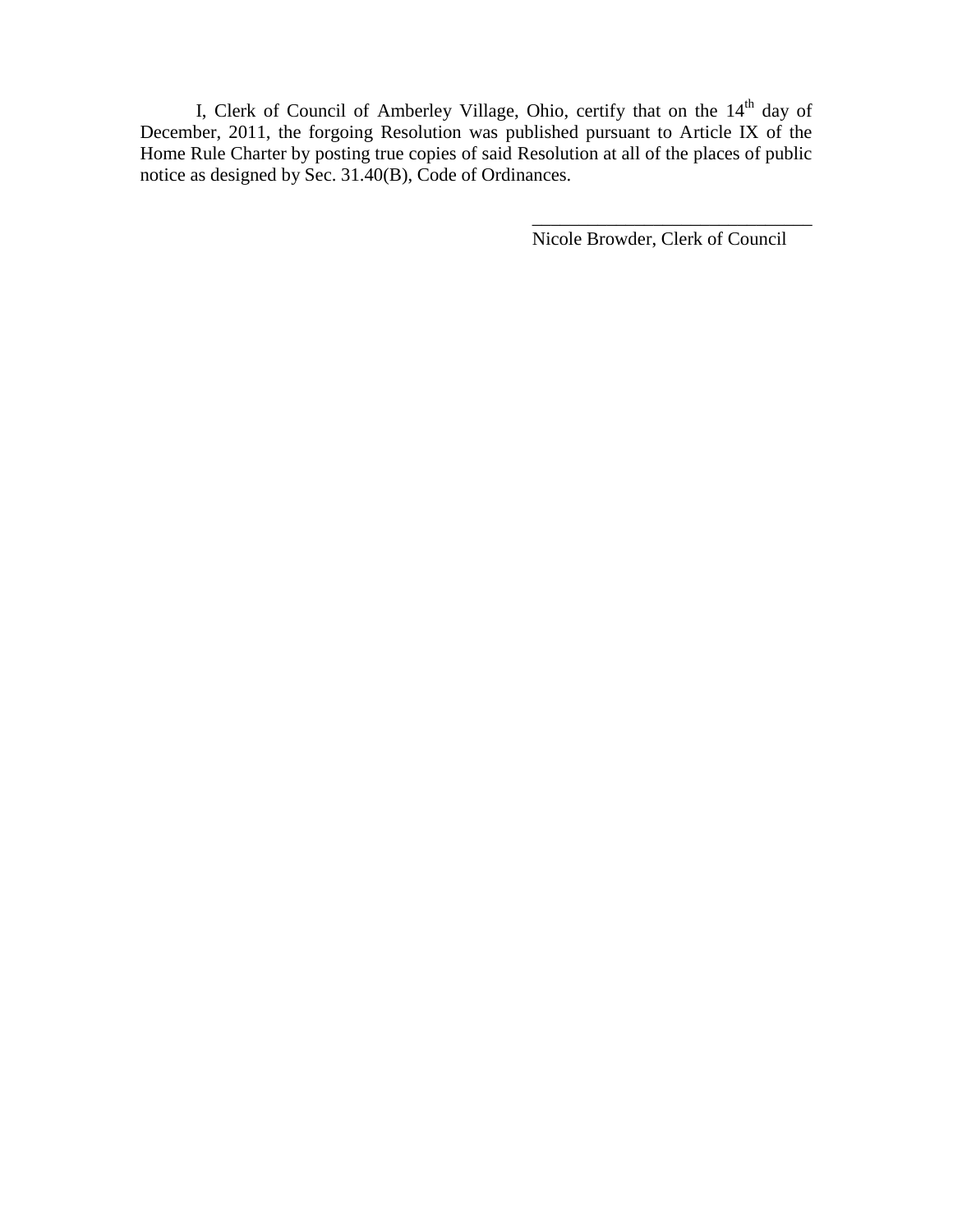I, Clerk of Council of Amberley Village, Ohio, certify that on the 14th day of December, 2011, the forgoing Resolution was published pursuant to Article IX of the Home Rule Charter by posting true copies of said Resolution at all of the places of public notice as designed by Sec. 31.40(B), Code of Ordinances.

_______________________________
Nicole Browder, Clerk of Council